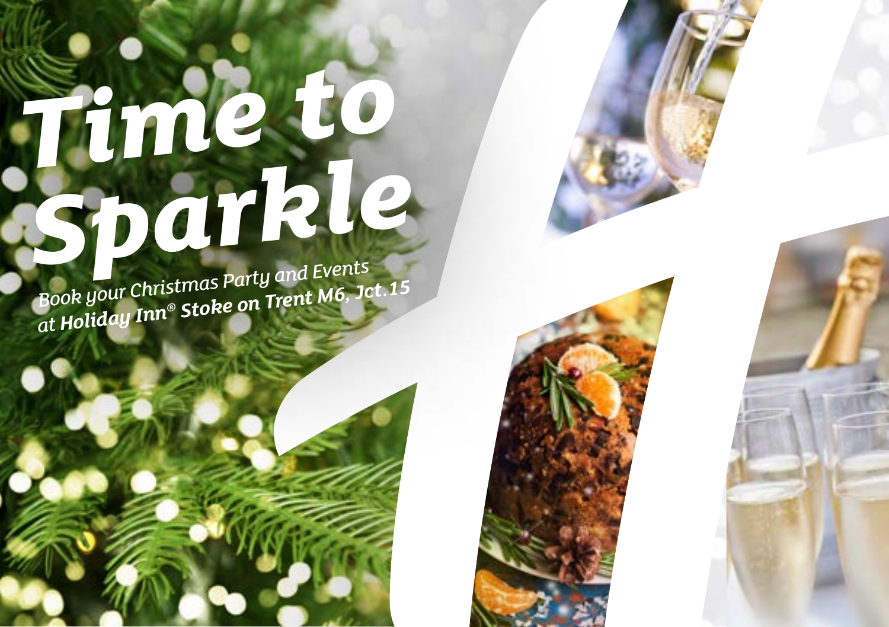# Time to Sparkle

*Book your Christmas Party and Events at **Holiday Inn® Stoke on Trent M6, Jct.15***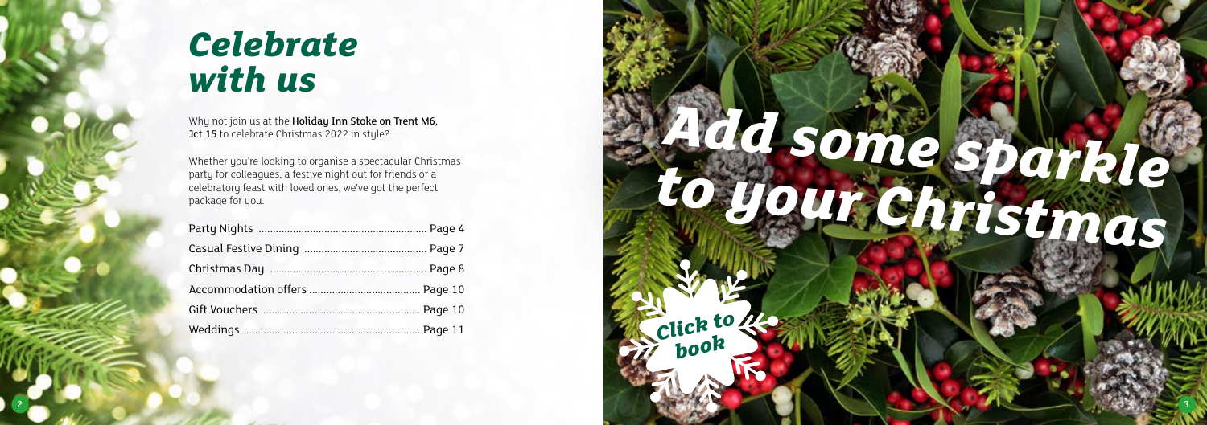# *Celebrate with us*

Why not join us at the **Holiday Inn Stoke on Trent M6, Jct.15** to celebrate Christmas 2022 in style?

Whether you're looking to organise a spectacular Christmas party for colleagues, a festive night out for friends or a celebratory feast with loved ones, we've got the perfect package for you.

| | |
|---|---|
| Party Nights | Page 4 |
| Casual Festive Dining | Page 7 |
| Christmas Day | Page 8 |
| Accommodation offers | Page 10 |
| Gift Vouchers | Page 10 |
| Weddings | Page 11 |

# *Add some sparkle to your Christmas*

*Click to book*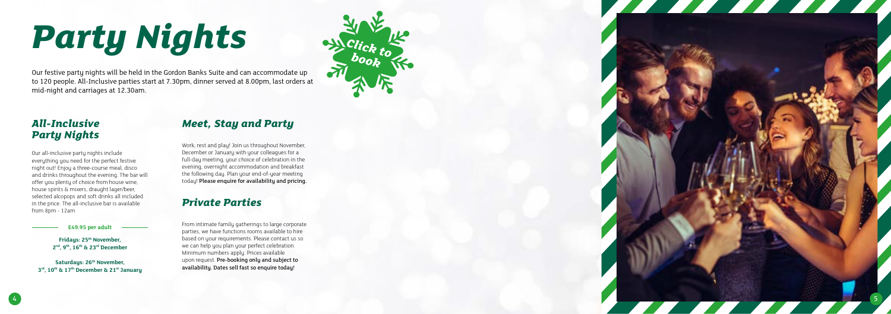# Party Nights

Our festive party nights will be held in the Gordon Banks Suite and can accommodate up to 120 people. All-Inclusive parties start at 7.30pm, dinner served at 8.00pm, last orders at mid-night and carriages at 12.30am.

Click to book

## All-Inclusive Party Nights

Our all-inclusive party nights include everything you need for the perfect festive night out! Enjoy a three-course meal, disco and drinks throughout the evening. The bar will offer you plenty of choice from house wine, house spirits & mixers, draught lager/beer, selected alcopops and soft drinks all included in the price. The all-inclusive bar is available from 8pm - 12am

**£49.95 per adult**

**Fridays: 25th November, 2nd, 9th, 16th & 23rd December**

**Saturdays: 26th November, 3rd, 10th & 17th December & 21st January**

## Meet, Stay and Party

Work, rest and play! Join us throughout November, December or January with your colleagues for a full-day meeting, your choice of celebration in the evening, overnight accommodation and breakfast the following day. Plan your end-of-year meeting today! **Please enquire for availability and pricing.**

## Private Parties

From intimate family gatherings to large corporate parties, we have functions rooms available to hire based on your requirements. Please contact us so we can help you plan your perfect celebration. Minimum numbers apply. Prices available upon request. **Pre-booking only and subject to availability. Dates sell fast so enquire today!**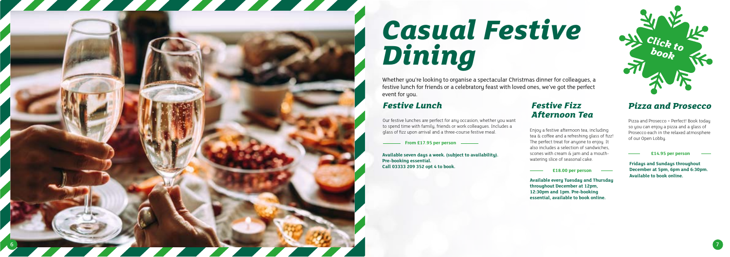# Casual Festive Dining

Whether you're looking to organise a spectacular Christmas dinner for colleagues, a festive lunch for friends or a celebratory feast with loved ones, we've got the perfect event for you.

Click to book

## Festive Lunch

Our festive lunches are perfect for any occasion, whether you want to spend time with family, friends or work colleagues. Includes a glass of fizz upon arrival and a three-course festive meal.

**From £17.95 per person**

**Available seven days a week. (subject to availability). Pre-booking essential. Call 03333 209 352 opt 4 to book.**

## Festive Fizz Afternoon Tea

Enjoy a festive afternoon tea, including tea & coffee and a refreshing glass of fizz! The perfect treat for anyone to enjoy. It also includes a selection of sandwiches, scones with cream & jam and a mouth-watering slice of seasonal cake.

**£18.00 per person**

**Available every Tuesday and Thursday throughout December at 12pm, 12:30pm and 1pm. Pre-booking essential, available to book online.**

## Pizza and Prosecco

Pizza and Prosecco = Perfect! Book today so you can enjoy a pizza and a glass of Prosecco each in the relaxed atmosphere of our Open Lobby.

**£14.95 per person**

**Fridays and Sundays throughout December at 5pm, 6pm and 6:30pm. Available to book online.**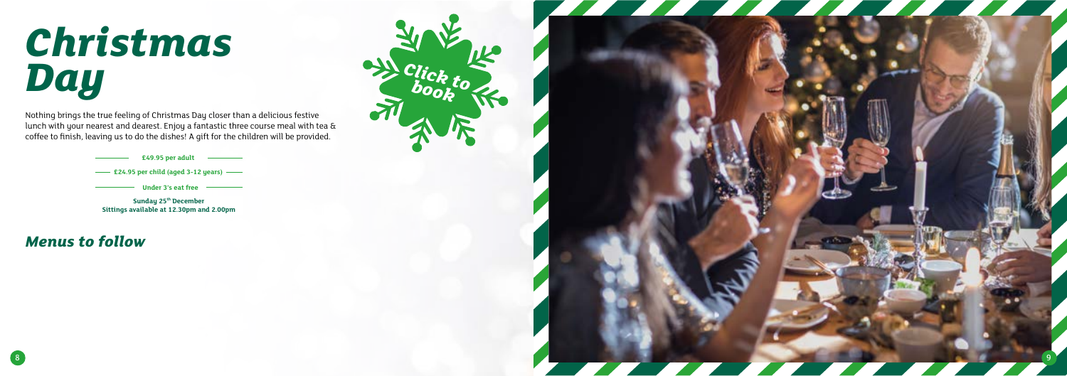# Christmas Day

Nothing brings the true feeling of Christmas Day closer than a delicious festive lunch with your nearest and dearest. Enjoy a fantastic three course meal with tea & coffee to finish, leaving us to do the dishes! A gift for the children will be provided.

**£49.95 per adult**

**£24.95 per child (aged 3-12 years)**

**Under 3's eat free**

**Sunday 25th December**
**Sittings available at 12.30pm and 2.00pm**

Click to book

## *Menus to follow*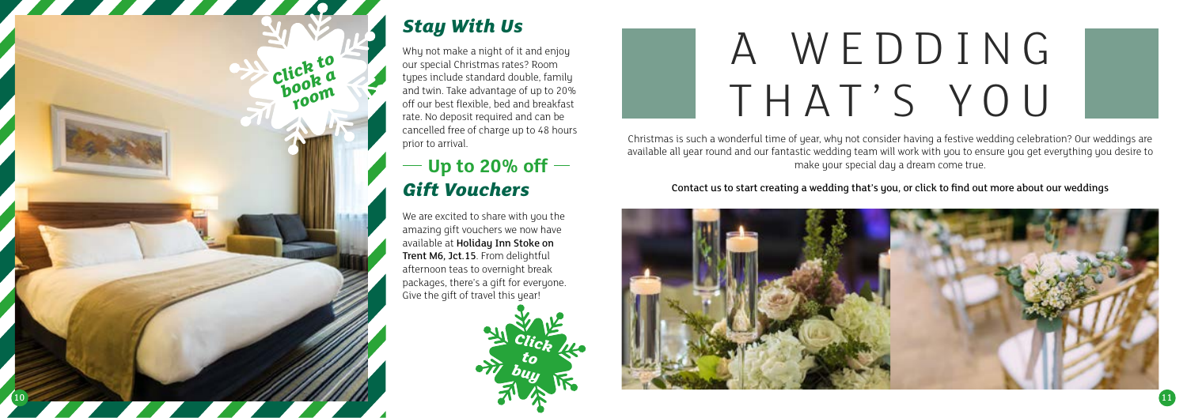Click to book a room

## *Stay With Us*

Why not make a night of it and enjoy our special Christmas rates? Room types include standard double, family and twin. Take advantage of up to 20% off our best flexible, bed and breakfast rate. No deposit required and can be cancelled free of charge up to 48 hours prior to arrival.

## — Up to 20% off —

## *Gift Vouchers*

We are excited to share with you the amazing gift vouchers we now have available at **Holiday Inn Stoke on Trent M6, Jct.15**. From delightful afternoon teas to overnight break packages, there's a gift for everyone. Give the gift of travel this year!

Click to buy

# A WEDDING THAT'S YOU

Christmas is such a wonderful time of year, why not consider having a festive wedding celebration? Our weddings are available all year round and our fantastic wedding team will work with you to ensure you get everything you desire to make your special day a dream come true.

Contact us to start creating a wedding that's you, or click to find out more about our weddings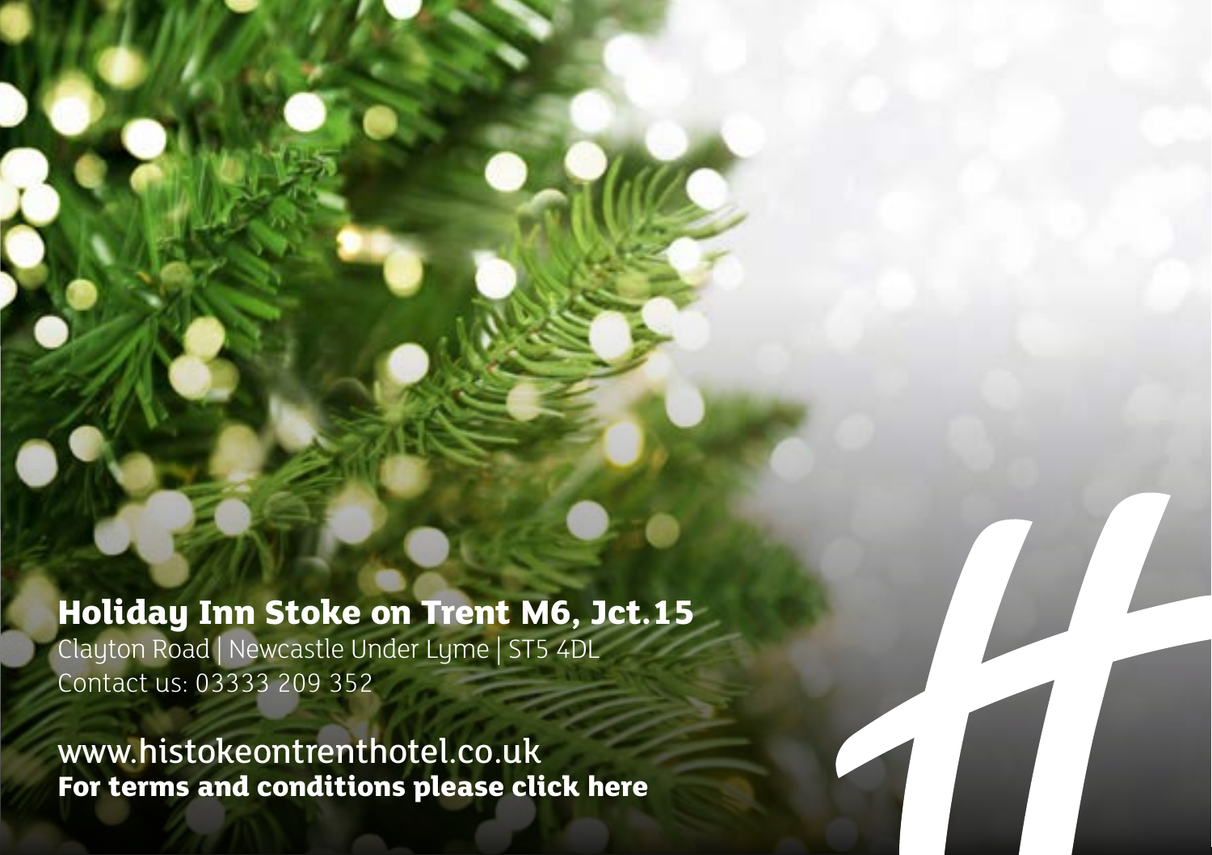**Holiday Inn Stoke on Trent M6, Jct.15**

Clayton Road | Newcastle Under Lyme | ST5 4DL

Contact us: 03333 209 352

www.histokeontrenthotel.co.uk

**For terms and conditions please click here**